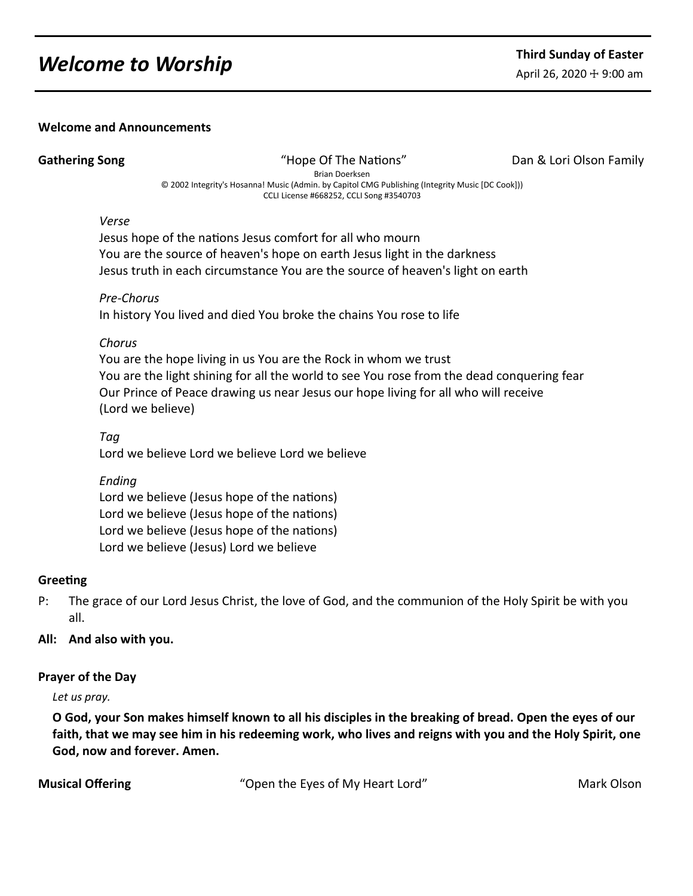# *Welcome to Worship*

**Third Sunday of Easter**
April 26, 2020 ✠ 9:00 am

**Welcome and Announcements**

**Gathering Song** "Hope Of The Nations" Dan & Lori Olson Family

Brian Doerksen
© 2002 Integrity's Hosanna! Music (Admin. by Capitol CMG Publishing (Integrity Music [DC Cook]))
CCLI License #668252, CCLI Song #3540703

*Verse*
Jesus hope of the nations Jesus comfort for all who mourn
You are the source of heaven's hope on earth Jesus light in the darkness
Jesus truth in each circumstance You are the source of heaven's light on earth

*Pre-Chorus*
In history You lived and died You broke the chains You rose to life

*Chorus*
You are the hope living in us You are the Rock in whom we trust
You are the light shining for all the world to see You rose from the dead conquering fear
Our Prince of Peace drawing us near Jesus our hope living for all who will receive
(Lord we believe)

*Tag*
Lord we believe Lord we believe Lord we believe

*Ending*
Lord we believe (Jesus hope of the nations)
Lord we believe (Jesus hope of the nations)
Lord we believe (Jesus hope of the nations)
Lord we believe (Jesus) Lord we believe

**Greeting**

P: The grace of our Lord Jesus Christ, the love of God, and the communion of the Holy Spirit be with you all.

**All: And also with you.**

**Prayer of the Day**

*Let us pray.*

**O God, your Son makes himself known to all his disciples in the breaking of bread. Open the eyes of our faith, that we may see him in his redeeming work, who lives and reigns with you and the Holy Spirit, one God, now and forever. Amen.**

**Musical Offering** "Open the Eyes of My Heart Lord" Mark Olson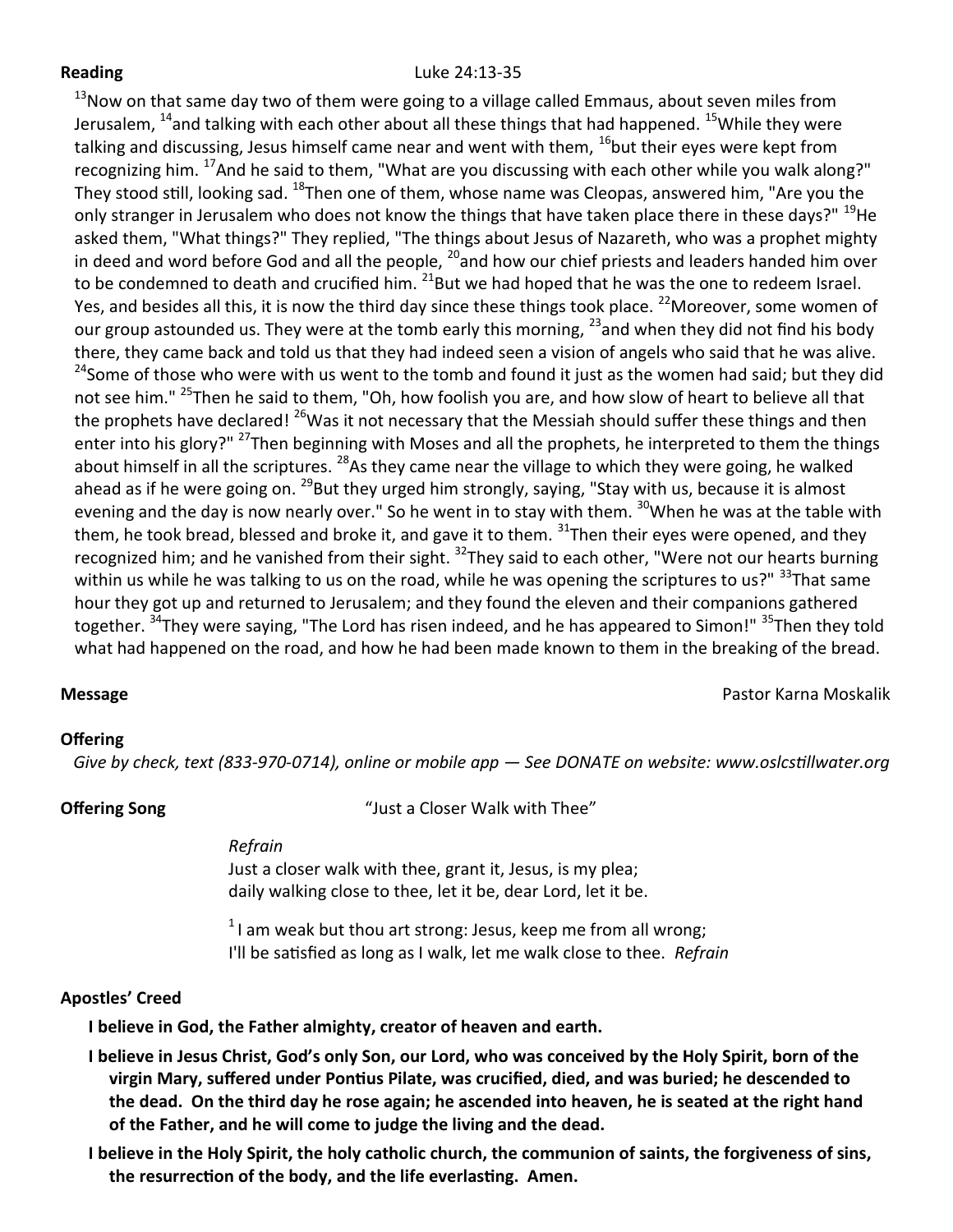**Reading** Luke 24:13-35

[13]Now on that same day two of them were going to a village called Emmaus, about seven miles from Jerusalem, [14]and talking with each other about all these things that had happened. [15]While they were talking and discussing, Jesus himself came near and went with them, [16]but their eyes were kept from recognizing him. [17]And he said to them, "What are you discussing with each other while you walk along?" They stood still, looking sad. [18]Then one of them, whose name was Cleopas, answered him, "Are you the only stranger in Jerusalem who does not know the things that have taken place there in these days?" [19]He asked them, "What things?" They replied, "The things about Jesus of Nazareth, who was a prophet mighty in deed and word before God and all the people, [20]and how our chief priests and leaders handed him over to be condemned to death and crucified him. [21]But we had hoped that he was the one to redeem Israel. Yes, and besides all this, it is now the third day since these things took place. [22]Moreover, some women of our group astounded us. They were at the tomb early this morning, [23]and when they did not find his body there, they came back and told us that they had indeed seen a vision of angels who said that he was alive. [24]Some of those who were with us went to the tomb and found it just as the women had said; but they did not see him." [25]Then he said to them, "Oh, how foolish you are, and how slow of heart to believe all that the prophets have declared! [26]Was it not necessary that the Messiah should suffer these things and then enter into his glory?" [27]Then beginning with Moses and all the prophets, he interpreted to them the things about himself in all the scriptures. [28]As they came near the village to which they were going, he walked ahead as if he were going on. [29]But they urged him strongly, saying, "Stay with us, because it is almost evening and the day is now nearly over." So he went in to stay with them. [30]When he was at the table with them, he took bread, blessed and broke it, and gave it to them. [31]Then their eyes were opened, and they recognized him; and he vanished from their sight. [32]They said to each other, "Were not our hearts burning within us while he was talking to us on the road, while he was opening the scriptures to us?" [33]That same hour they got up and returned to Jerusalem; and they found the eleven and their companions gathered together. [34]They were saying, "The Lord has risen indeed, and he has appeared to Simon!" [35]Then they told what had happened on the road, and how he had been made known to them in the breaking of the bread.

**Message** Pastor Karna Moskalik

**Offering**

*Give by check, text (833-970-0714), online or mobile app — See DONATE on website: www.oslcstillwater.org*

**Offering Song** "Just a Closer Walk with Thee"

*Refrain*
Just a closer walk with thee, grant it, Jesus, is my plea;
daily walking close to thee, let it be, dear Lord, let it be.

[1] I am weak but thou art strong: Jesus, keep me from all wrong;
I'll be satisfied as long as I walk, let me walk close to thee. *Refrain*

**Apostles' Creed**

**I believe in God, the Father almighty, creator of heaven and earth.**

**I believe in Jesus Christ, God's only Son, our Lord, who was conceived by the Holy Spirit, born of the virgin Mary, suffered under Pontius Pilate, was crucified, died, and was buried; he descended to the dead. On the third day he rose again; he ascended into heaven, he is seated at the right hand of the Father, and he will come to judge the living and the dead.**

**I believe in the Holy Spirit, the holy catholic church, the communion of saints, the forgiveness of sins, the resurrection of the body, and the life everlasting. Amen.**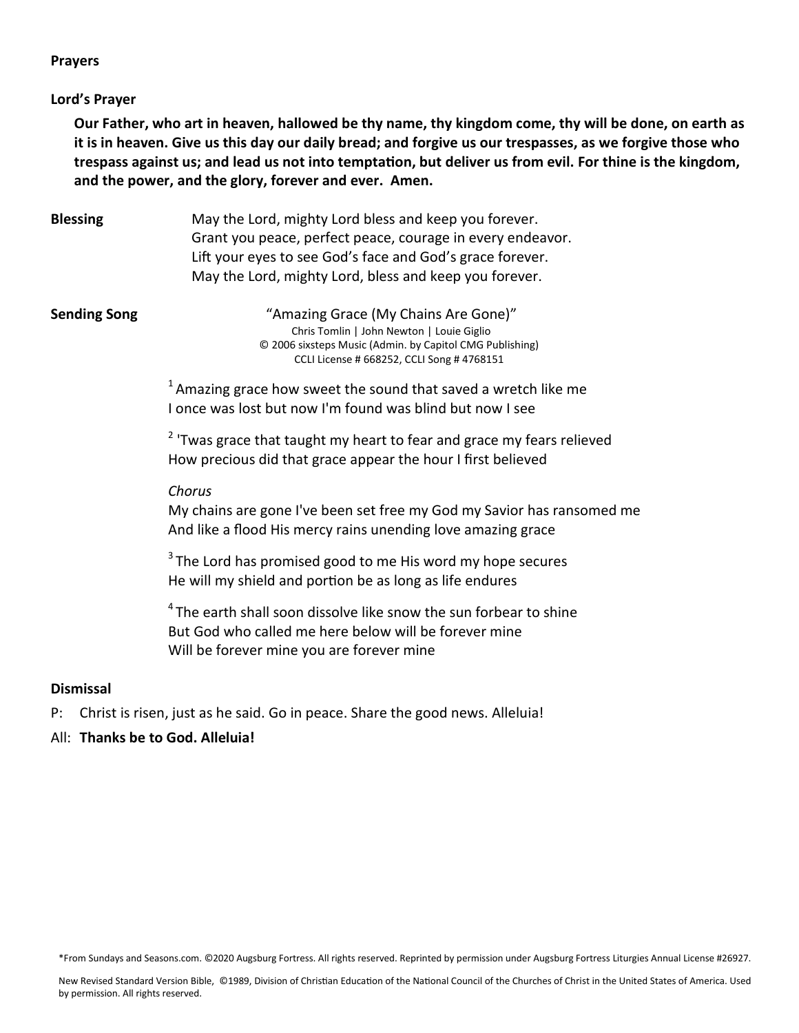**Prayers**

**Lord's Prayer**

**Our Father, who art in heaven, hallowed be thy name, thy kingdom come, thy will be done, on earth as it is in heaven. Give us this day our daily bread; and forgive us our trespasses, as we forgive those who trespass against us; and lead us not into temptation, but deliver us from evil. For thine is the kingdom, and the power, and the glory, forever and ever. Amen.**

**Blessing**

May the Lord, mighty Lord bless and keep you forever.
Grant you peace, perfect peace, courage in every endeavor.
Lift your eyes to see God's face and God's grace forever.
May the Lord, mighty Lord, bless and keep you forever.

**Sending Song**

"Amazing Grace (My Chains Are Gone)"
Chris Tomlin | John Newton | Louie Giglio
© 2006 sixsteps Music (Admin. by Capitol CMG Publishing)
CCLI License # 668252, CCLI Song # 4768151

[1] Amazing grace how sweet the sound that saved a wretch like me
I once was lost but now I'm found was blind but now I see

[2] 'Twas grace that taught my heart to fear and grace my fears relieved
How precious did that grace appear the hour I first believed

*Chorus*
My chains are gone I've been set free my God my Savior has ransomed me
And like a flood His mercy rains unending love amazing grace

[3] The Lord has promised good to me His word my hope secures
He will my shield and portion be as long as life endures

[4] The earth shall soon dissolve like snow the sun forbear to shine
But God who called me here below will be forever mine
Will be forever mine you are forever mine

**Dismissal**

P: Christ is risen, just as he said. Go in peace. Share the good news. Alleluia!

All: **Thanks be to God. Alleluia!**

*From Sundays and Seasons.com. ©2020 Augsburg Fortress. All rights reserved. Reprinted by permission under Augsburg Fortress Liturgies Annual License #26927.

New Revised Standard Version Bible, ©1989, Division of Christian Education of the National Council of the Churches of Christ in the United States of America. Used by permission. All rights reserved.